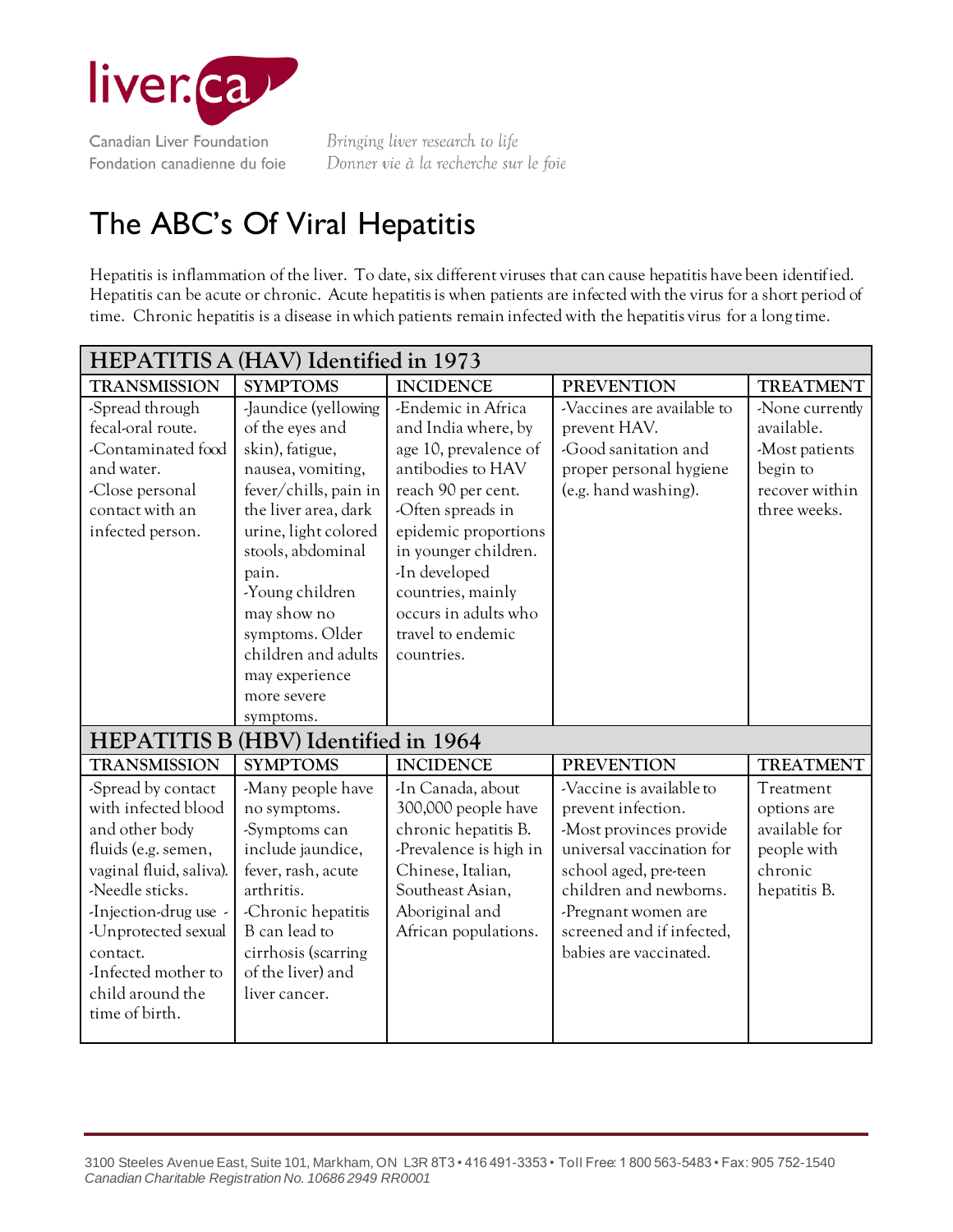liver.ca

Canadian Liver Foundation
Fondation canadienne du foie

*Bringing liver research to life*
*Donner vie à la recherche sur le foie*

# The ABC's Of Viral Hepatitis

Hepatitis is inflammation of the liver. To date, six different viruses that can cause hepatitis have been identified. Hepatitis can be acute or chronic. Acute hepatitis is when patients are infected with the virus for a short period of time. Chronic hepatitis is a disease in which patients remain infected with the hepatitis virus for a long time.

| **HEPATITIS A (HAV) Identified in 1973** | | | | |
|---|---|---|---|---|
| **TRANSMISSION** | **SYMPTOMS** | **INCIDENCE** | **PREVENTION** | **TREATMENT** |
| -Spread through fecal-oral route.<br>-Contaminated food and water.<br>-Close personal contact with an infected person. | -Jaundice (yellowing of the eyes and skin), fatigue, nausea, vomiting, fever/chills, pain in the liver area, dark urine, light colored stools, abdominal pain.<br>-Young children may show no symptoms. Older children and adults may experience more severe symptoms. | -Endemic in Africa and India where, by age 10, prevalence of antibodies to HAV reach 90 per cent.<br>-Often spreads in epidemic proportions in younger children.<br>-In developed countries, mainly occurs in adults who travel to endemic countries. | -Vaccines are available to prevent HAV.<br>-Good sanitation and proper personal hygiene (e.g. hand washing). | -None currently available.<br>-Most patients begin to recover within three weeks. |
| **HEPATITIS B (HBV) Identified in 1964** | | | | |
| **TRANSMISSION** | **SYMPTOMS** | **INCIDENCE** | **PREVENTION** | **TREATMENT** |
| -Spread by contact with infected blood and other body fluids (e.g. semen, vaginal fluid, saliva).<br>-Needle sticks.<br>-Injection-drug use -<br>-Unprotected sexual contact.<br>-Infected mother to child around the time of birth. | -Many people have no symptoms.<br>-Symptoms can include jaundice, fever, rash, acute arthritis.<br>-Chronic hepatitis B can lead to cirrhosis (scarring of the liver) and liver cancer. | -In Canada, about 300,000 people have chronic hepatitis B.<br>-Prevalence is high in Chinese, Italian, Southeast Asian, Aboriginal and African populations. | -Vaccine is available to prevent infection.<br>-Most provinces provide universal vaccination for school aged, pre-teen children and newborns.<br>-Pregnant women are screened and if infected, babies are vaccinated. | Treatment options are available for people with chronic hepatitis B. |

3100 Steeles Avenue East, Suite 101, Markham, ON L3R 8T3 • 416 491-3353 • Toll Free: 1 800 563-5483 • Fax: 905 752-1540
*Canadian Charitable Registration No. 10686 2949 RR0001*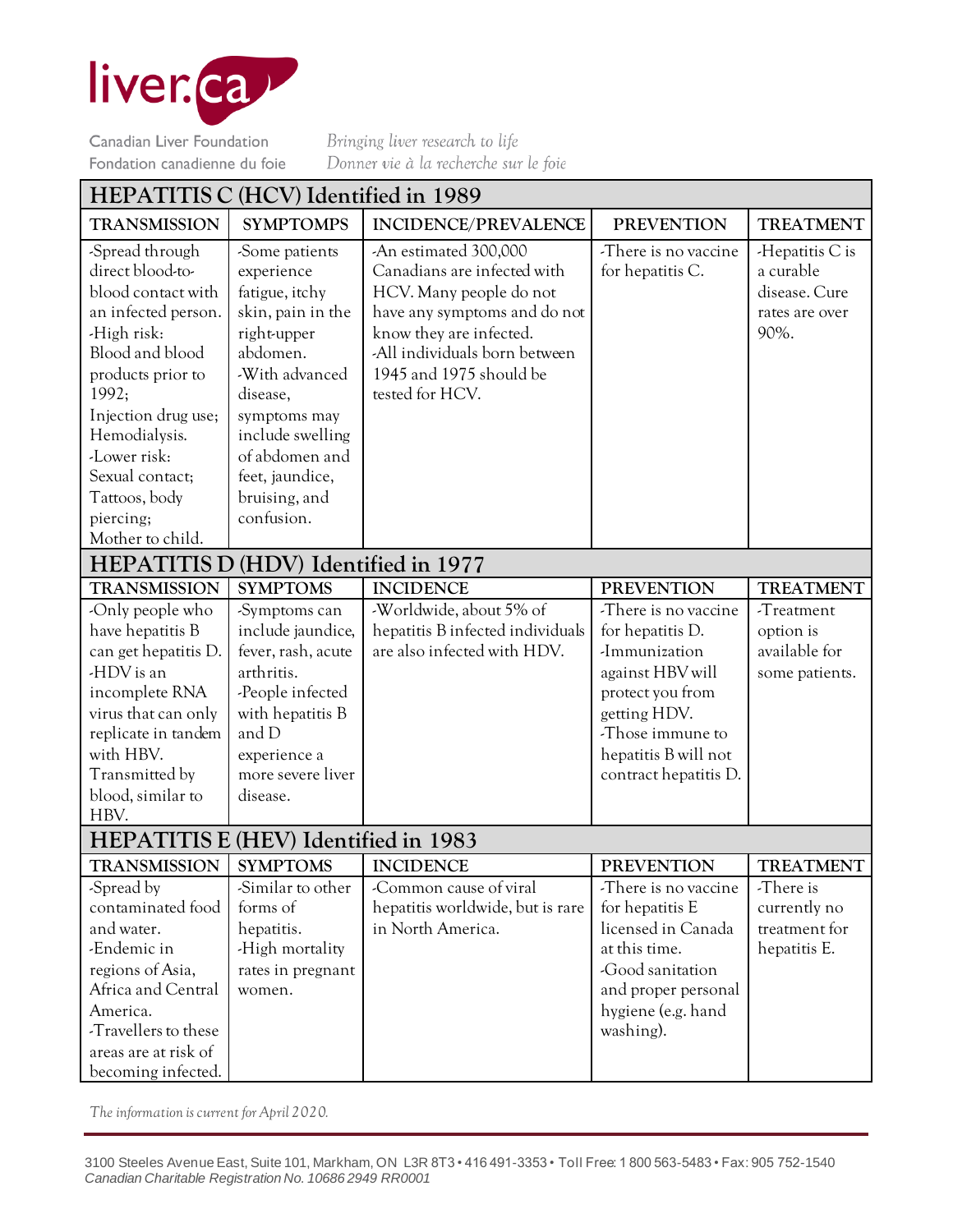liver.ca

Canadian Liver Foundation
Fondation canadienne du foie

*Bringing liver research to life*
*Donner vie à la recherche sur le foie*

## HEPATITIS C (HCV) Identified in 1989

| TRANSMISSION | SYMPTOMPS | INCIDENCE/PREVALENCE | PREVENTION | TREATMENT |
|---|---|---|---|---|
| -Spread through direct blood-to-blood contact with an infected person.<br>-High risk:<br>Blood and blood products prior to 1992;<br>Injection drug use;<br>Hemodialysis.<br>-Lower risk:<br>Sexual contact;<br>Tattoos, body piercing;<br>Mother to child. | -Some patients experience fatigue, itchy skin, pain in the right-upper abdomen.<br>-With advanced disease, symptoms may include swelling of abdomen and feet, jaundice, bruising, and confusion. | -An estimated 300,000 Canadians are infected with HCV. Many people do not have any symptoms and do not know they are infected.<br>-All individuals born between 1945 and 1975 should be tested for HCV. | -There is no vaccine for hepatitis C. | -Hepatitis C is a curable disease. Cure rates are over 90%. |

## HEPATITIS D (HDV) Identified in 1977

| TRANSMISSION | SYMPTOMS | INCIDENCE | PREVENTION | TREATMENT |
|---|---|---|---|---|
| -Only people who have hepatitis B can get hepatitis D.<br>-HDV is an incomplete RNA virus that can only replicate in tandem with HBV. Transmitted by blood, similar to HBV. | -Symptoms can include jaundice, fever, rash, acute arthritis.<br>-People infected with hepatitis B and D experience a more severe liver disease. | -Worldwide, about 5% of hepatitis B infected individuals are also infected with HDV. | -There is no vaccine for hepatitis D.<br>-Immunization against HBV will protect you from getting HDV.<br>-Those immune to hepatitis B will not contract hepatitis D. | -Treatment option is available for some patients. |

## HEPATITIS E (HEV) Identified in 1983

| TRANSMISSION | SYMPTOMS | INCIDENCE | PREVENTION | TREATMENT |
|---|---|---|---|---|
| -Spread by contaminated food and water.<br>-Endemic in regions of Asia, Africa and Central America.<br>-Travellers to these areas are at risk of becoming infected. | -Similar to other forms of hepatitis.<br>-High mortality rates in pregnant women. | -Common cause of viral hepatitis worldwide, but is rare in North America. | -There is no vaccine for hepatitis E licensed in Canada at this time.<br>-Good sanitation and proper personal hygiene (e.g. hand washing). | -There is currently no treatment for hepatitis E. |

*The information is current for April 2020.*

3100 Steeles Avenue East, Suite 101, Markham, ON L3R 8T3 • 416 491-3353 • Toll Free: 1 800 563-5483 • Fax: 905 752-1540
*Canadian Charitable Registration No. 10686 2949 RR0001*